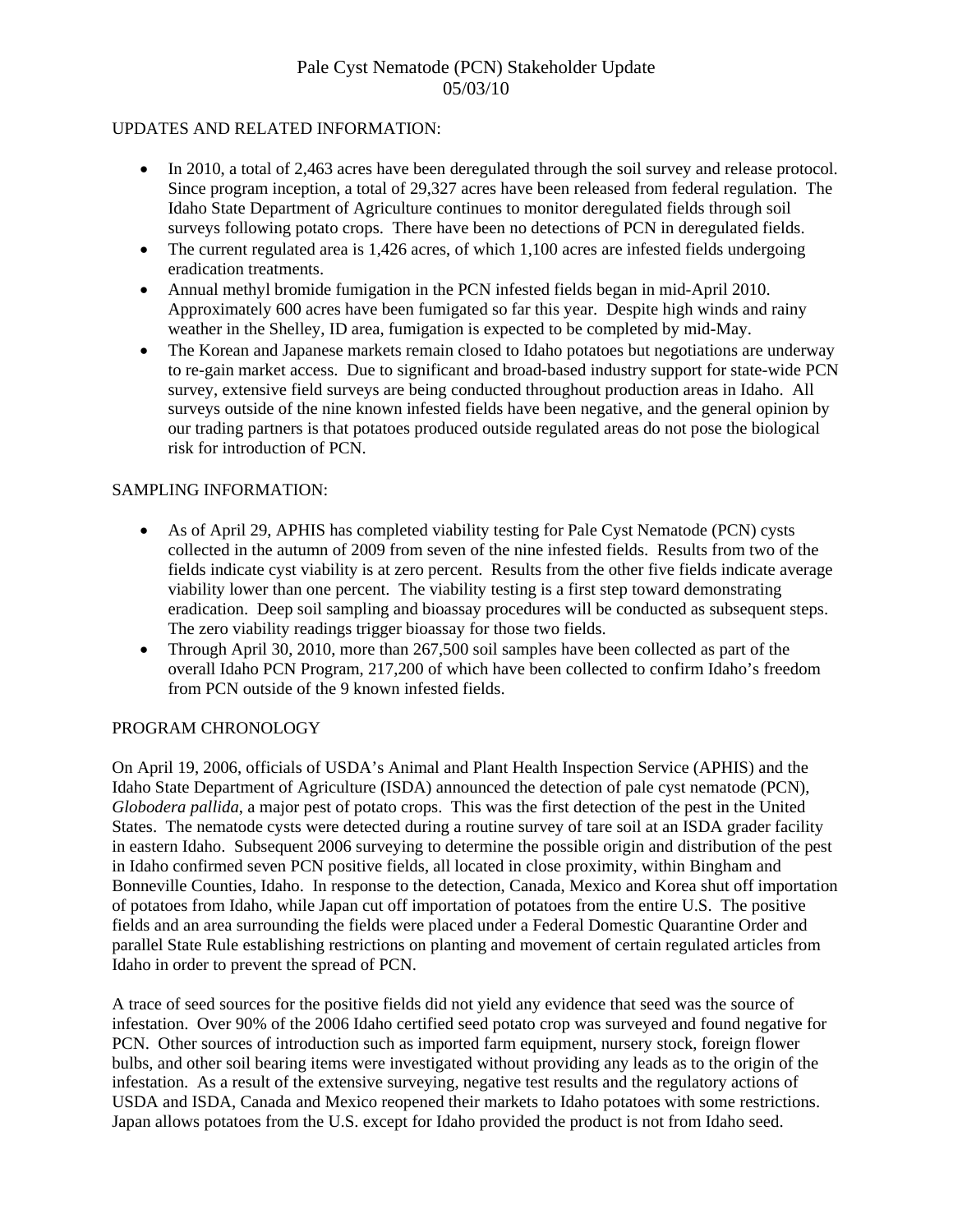# Pale Cyst Nematode (PCN) Stakeholder Update
05/03/10

## UPDATES AND RELATED INFORMATION:

- In 2010, a total of 2,463 acres have been deregulated through the soil survey and release protocol. Since program inception, a total of 29,327 acres have been released from federal regulation. The Idaho State Department of Agriculture continues to monitor deregulated fields through soil surveys following potato crops. There have been no detections of PCN in deregulated fields.
- The current regulated area is 1,426 acres, of which 1,100 acres are infested fields undergoing eradication treatments.
- Annual methyl bromide fumigation in the PCN infested fields began in mid-April 2010. Approximately 600 acres have been fumigated so far this year. Despite high winds and rainy weather in the Shelley, ID area, fumigation is expected to be completed by mid-May.
- The Korean and Japanese markets remain closed to Idaho potatoes but negotiations are underway to re-gain market access. Due to significant and broad-based industry support for state-wide PCN survey, extensive field surveys are being conducted throughout production areas in Idaho. All surveys outside of the nine known infested fields have been negative, and the general opinion by our trading partners is that potatoes produced outside regulated areas do not pose the biological risk for introduction of PCN.

## SAMPLING INFORMATION:

- As of April 29, APHIS has completed viability testing for Pale Cyst Nematode (PCN) cysts collected in the autumn of 2009 from seven of the nine infested fields. Results from two of the fields indicate cyst viability is at zero percent. Results from the other five fields indicate average viability lower than one percent. The viability testing is a first step toward demonstrating eradication. Deep soil sampling and bioassay procedures will be conducted as subsequent steps. The zero viability readings trigger bioassay for those two fields.
- Through April 30, 2010, more than 267,500 soil samples have been collected as part of the overall Idaho PCN Program, 217,200 of which have been collected to confirm Idaho's freedom from PCN outside of the 9 known infested fields.

## PROGRAM CHRONOLOGY

On April 19, 2006, officials of USDA's Animal and Plant Health Inspection Service (APHIS) and the Idaho State Department of Agriculture (ISDA) announced the detection of pale cyst nematode (PCN), *Globodera pallida*, a major pest of potato crops. This was the first detection of the pest in the United States. The nematode cysts were detected during a routine survey of tare soil at an ISDA grader facility in eastern Idaho. Subsequent 2006 surveying to determine the possible origin and distribution of the pest in Idaho confirmed seven PCN positive fields, all located in close proximity, within Bingham and Bonneville Counties, Idaho. In response to the detection, Canada, Mexico and Korea shut off importation of potatoes from Idaho, while Japan cut off importation of potatoes from the entire U.S. The positive fields and an area surrounding the fields were placed under a Federal Domestic Quarantine Order and parallel State Rule establishing restrictions on planting and movement of certain regulated articles from Idaho in order to prevent the spread of PCN.

A trace of seed sources for the positive fields did not yield any evidence that seed was the source of infestation. Over 90% of the 2006 Idaho certified seed potato crop was surveyed and found negative for PCN. Other sources of introduction such as imported farm equipment, nursery stock, foreign flower bulbs, and other soil bearing items were investigated without providing any leads as to the origin of the infestation. As a result of the extensive surveying, negative test results and the regulatory actions of USDA and ISDA, Canada and Mexico reopened their markets to Idaho potatoes with some restrictions. Japan allows potatoes from the U.S. except for Idaho provided the product is not from Idaho seed.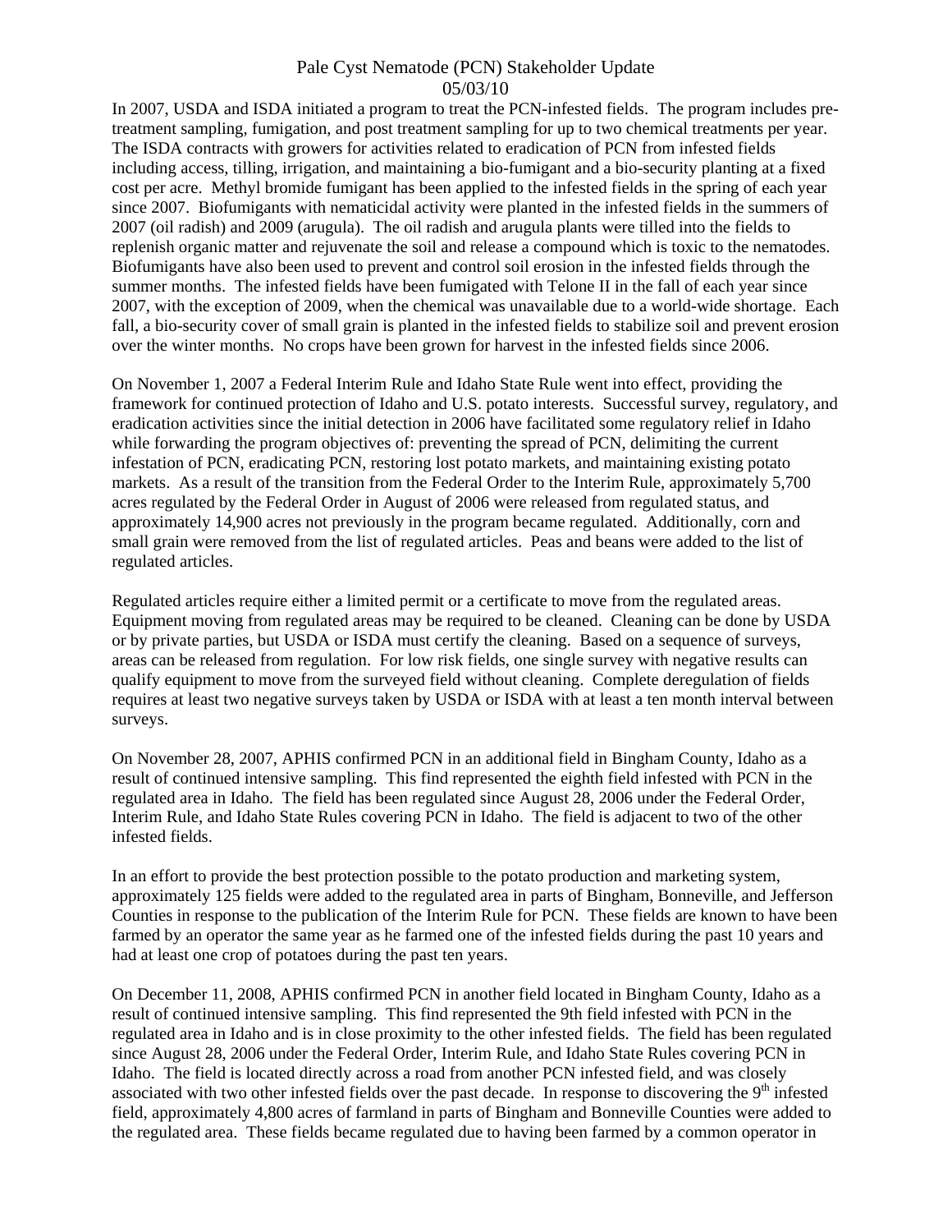Pale Cyst Nematode (PCN) Stakeholder Update
05/03/10

In 2007, USDA and ISDA initiated a program to treat the PCN-infested fields. The program includes pre-treatment sampling, fumigation, and post treatment sampling for up to two chemical treatments per year. The ISDA contracts with growers for activities related to eradication of PCN from infested fields including access, tilling, irrigation, and maintaining a bio-fumigant and a bio-security planting at a fixed cost per acre. Methyl bromide fumigant has been applied to the infested fields in the spring of each year since 2007. Biofumigants with nematicidal activity were planted in the infested fields in the summers of 2007 (oil radish) and 2009 (arugula). The oil radish and arugula plants were tilled into the fields to replenish organic matter and rejuvenate the soil and release a compound which is toxic to the nematodes. Biofumigants have also been used to prevent and control soil erosion in the infested fields through the summer months. The infested fields have been fumigated with Telone II in the fall of each year since 2007, with the exception of 2009, when the chemical was unavailable due to a world-wide shortage. Each fall, a bio-security cover of small grain is planted in the infested fields to stabilize soil and prevent erosion over the winter months. No crops have been grown for harvest in the infested fields since 2006.

On November 1, 2007 a Federal Interim Rule and Idaho State Rule went into effect, providing the framework for continued protection of Idaho and U.S. potato interests. Successful survey, regulatory, and eradication activities since the initial detection in 2006 have facilitated some regulatory relief in Idaho while forwarding the program objectives of: preventing the spread of PCN, delimiting the current infestation of PCN, eradicating PCN, restoring lost potato markets, and maintaining existing potato markets. As a result of the transition from the Federal Order to the Interim Rule, approximately 5,700 acres regulated by the Federal Order in August of 2006 were released from regulated status, and approximately 14,900 acres not previously in the program became regulated. Additionally, corn and small grain were removed from the list of regulated articles. Peas and beans were added to the list of regulated articles.

Regulated articles require either a limited permit or a certificate to move from the regulated areas. Equipment moving from regulated areas may be required to be cleaned. Cleaning can be done by USDA or by private parties, but USDA or ISDA must certify the cleaning. Based on a sequence of surveys, areas can be released from regulation. For low risk fields, one single survey with negative results can qualify equipment to move from the surveyed field without cleaning. Complete deregulation of fields requires at least two negative surveys taken by USDA or ISDA with at least a ten month interval between surveys.

On November 28, 2007, APHIS confirmed PCN in an additional field in Bingham County, Idaho as a result of continued intensive sampling. This find represented the eighth field infested with PCN in the regulated area in Idaho. The field has been regulated since August 28, 2006 under the Federal Order, Interim Rule, and Idaho State Rules covering PCN in Idaho. The field is adjacent to two of the other infested fields.

In an effort to provide the best protection possible to the potato production and marketing system, approximately 125 fields were added to the regulated area in parts of Bingham, Bonneville, and Jefferson Counties in response to the publication of the Interim Rule for PCN. These fields are known to have been farmed by an operator the same year as he farmed one of the infested fields during the past 10 years and had at least one crop of potatoes during the past ten years.

On December 11, 2008, APHIS confirmed PCN in another field located in Bingham County, Idaho as a result of continued intensive sampling. This find represented the 9th field infested with PCN in the regulated area in Idaho and is in close proximity to the other infested fields. The field has been regulated since August 28, 2006 under the Federal Order, Interim Rule, and Idaho State Rules covering PCN in Idaho. The field is located directly across a road from another PCN infested field, and was closely associated with two other infested fields over the past decade. In response to discovering the 9th infested field, approximately 4,800 acres of farmland in parts of Bingham and Bonneville Counties were added to the regulated area. These fields became regulated due to having been farmed by a common operator in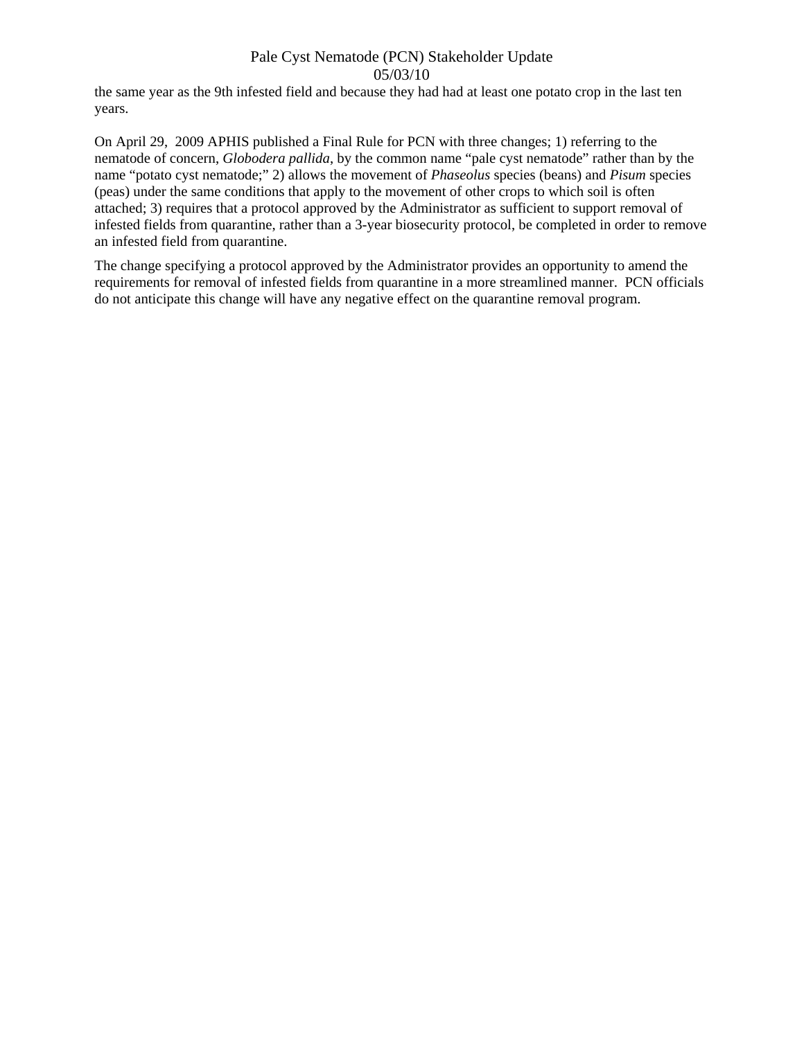the same year as the 9th infested field and because they had had at least one potato crop in the last ten years.

On April 29, 2009 APHIS published a Final Rule for PCN with three changes; 1) referring to the nematode of concern, *Globodera pallida*, by the common name "pale cyst nematode" rather than by the name "potato cyst nematode;" 2) allows the movement of *Phaseolus* species (beans) and *Pisum* species (peas) under the same conditions that apply to the movement of other crops to which soil is often attached; 3) requires that a protocol approved by the Administrator as sufficient to support removal of infested fields from quarantine, rather than a 3-year biosecurity protocol, be completed in order to remove an infested field from quarantine.

The change specifying a protocol approved by the Administrator provides an opportunity to amend the requirements for removal of infested fields from quarantine in a more streamlined manner. PCN officials do not anticipate this change will have any negative effect on the quarantine removal program.